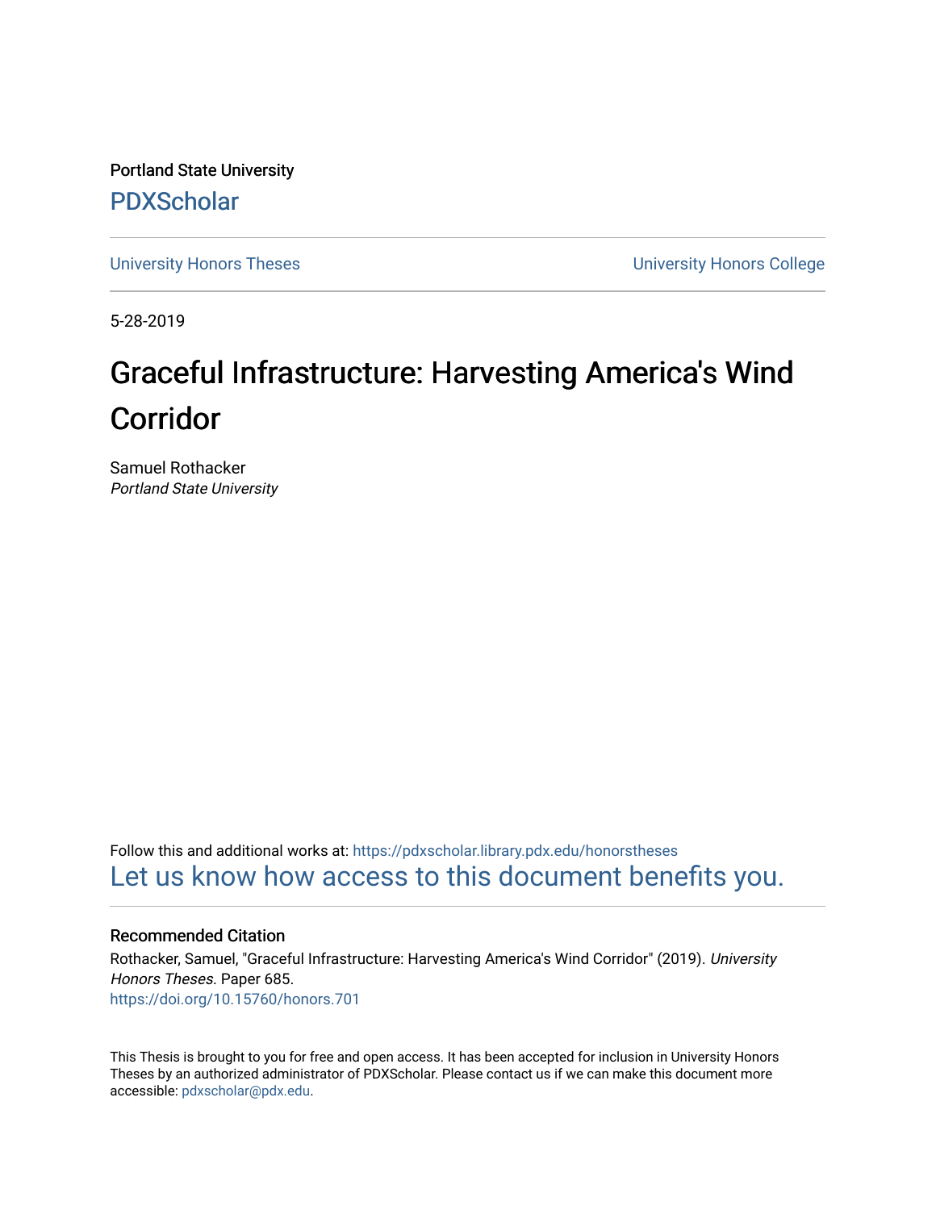Portland State University

PDXScholar

University Honors Theses | University Honors College

5-28-2019

# Graceful Infrastructure: Harvesting America's Wind Corridor

Samuel Rothacker
*Portland State University*

Follow this and additional works at: https://pdxscholar.library.pdx.edu/honorstheses

Let us know how access to this document benefits you.

### Recommended Citation

Rothacker, Samuel, "Graceful Infrastructure: Harvesting America's Wind Corridor" (2019). *University Honors Theses.* Paper 685.
https://doi.org/10.15760/honors.701

This Thesis is brought to you for free and open access. It has been accepted for inclusion in University Honors Theses by an authorized administrator of PDXScholar. Please contact us if we can make this document more accessible: pdxscholar@pdx.edu.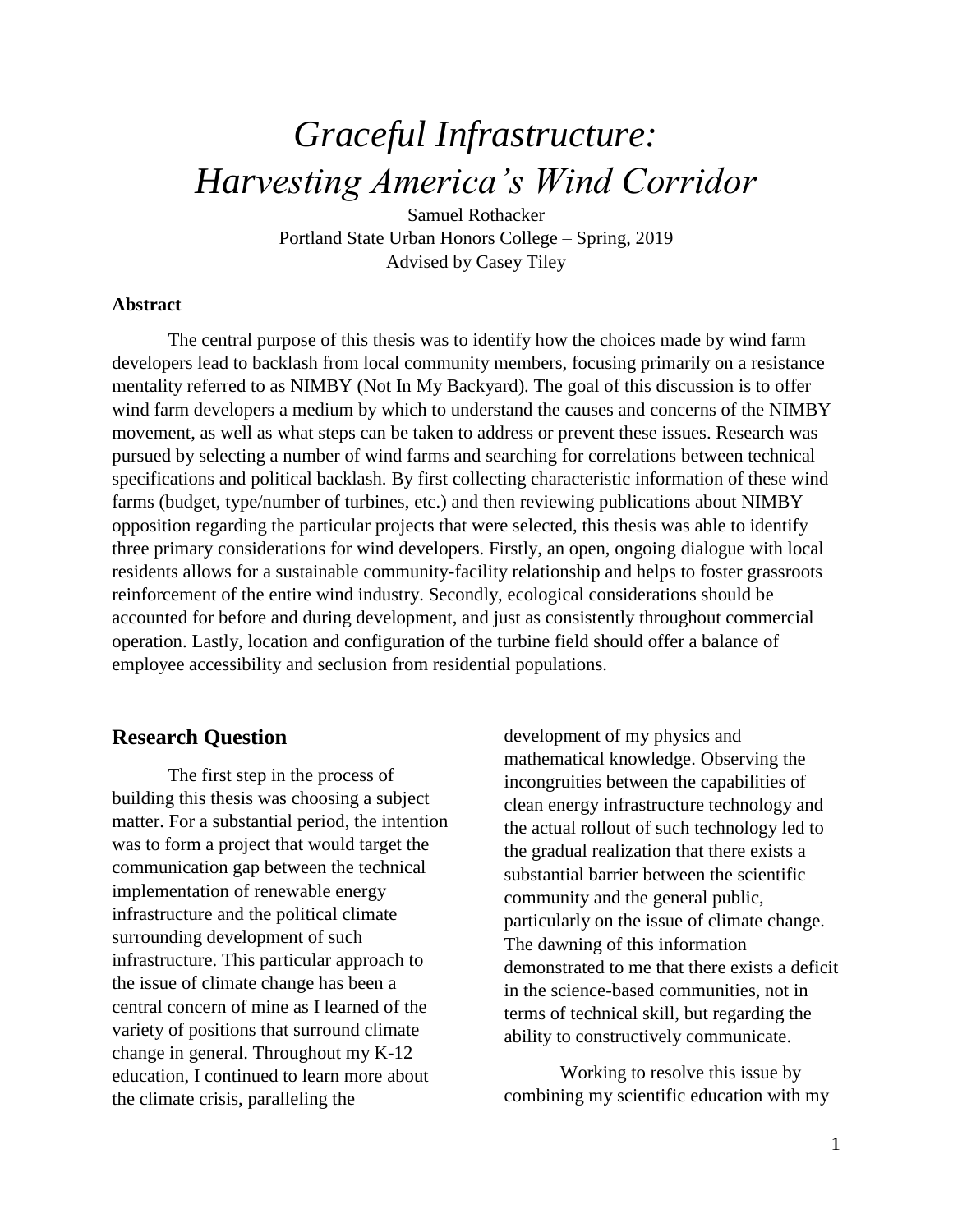# *Graceful Infrastructure: Harvesting America's Wind Corridor*

Samuel Rothacker
Portland State Urban Honors College – Spring, 2019
Advised by Casey Tiley

**Abstract**

The central purpose of this thesis was to identify how the choices made by wind farm developers lead to backlash from local community members, focusing primarily on a resistance mentality referred to as NIMBY (Not In My Backyard). The goal of this discussion is to offer wind farm developers a medium by which to understand the causes and concerns of the NIMBY movement, as well as what steps can be taken to address or prevent these issues. Research was pursued by selecting a number of wind farms and searching for correlations between technical specifications and political backlash. By first collecting characteristic information of these wind farms (budget, type/number of turbines, etc.) and then reviewing publications about NIMBY opposition regarding the particular projects that were selected, this thesis was able to identify three primary considerations for wind developers. Firstly, an open, ongoing dialogue with local residents allows for a sustainable community-facility relationship and helps to foster grassroots reinforcement of the entire wind industry. Secondly, ecological considerations should be accounted for before and during development, and just as consistently throughout commercial operation. Lastly, location and configuration of the turbine field should offer a balance of employee accessibility and seclusion from residential populations.

## Research Question

The first step in the process of building this thesis was choosing a subject matter. For a substantial period, the intention was to form a project that would target the communication gap between the technical implementation of renewable energy infrastructure and the political climate surrounding development of such infrastructure. This particular approach to the issue of climate change has been a central concern of mine as I learned of the variety of positions that surround climate change in general. Throughout my K-12 education, I continued to learn more about the climate crisis, paralleling the development of my physics and mathematical knowledge. Observing the incongruities between the capabilities of clean energy infrastructure technology and the actual rollout of such technology led to the gradual realization that there exists a substantial barrier between the scientific community and the general public, particularly on the issue of climate change. The dawning of this information demonstrated to me that there exists a deficit in the science-based communities, not in terms of technical skill, but regarding the ability to constructively communicate.

Working to resolve this issue by combining my scientific education with my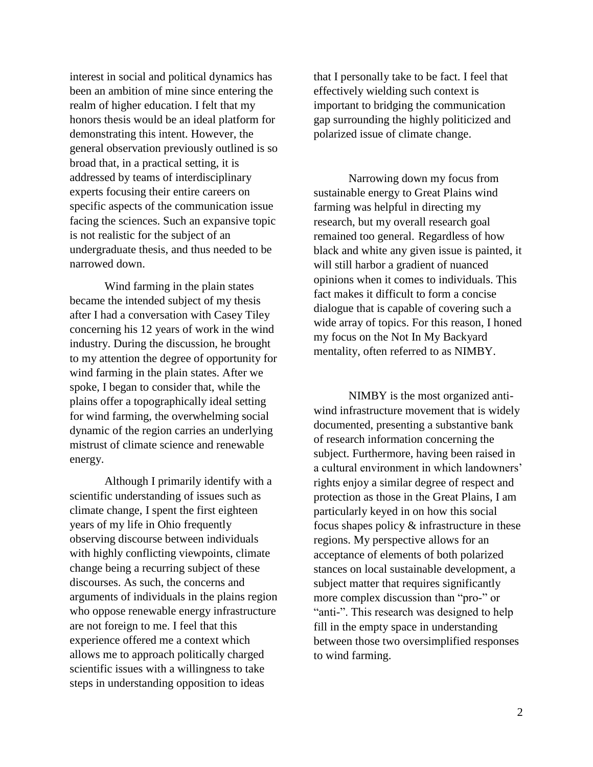interest in social and political dynamics has been an ambition of mine since entering the realm of higher education. I felt that my honors thesis would be an ideal platform for demonstrating this intent. However, the general observation previously outlined is so broad that, in a practical setting, it is addressed by teams of interdisciplinary experts focusing their entire careers on specific aspects of the communication issue facing the sciences. Such an expansive topic is not realistic for the subject of an undergraduate thesis, and thus needed to be narrowed down.

Wind farming in the plain states became the intended subject of my thesis after I had a conversation with Casey Tiley concerning his 12 years of work in the wind industry. During the discussion, he brought to my attention the degree of opportunity for wind farming in the plain states. After we spoke, I began to consider that, while the plains offer a topographically ideal setting for wind farming, the overwhelming social dynamic of the region carries an underlying mistrust of climate science and renewable energy.

Although I primarily identify with a scientific understanding of issues such as climate change, I spent the first eighteen years of my life in Ohio frequently observing discourse between individuals with highly conflicting viewpoints, climate change being a recurring subject of these discourses. As such, the concerns and arguments of individuals in the plains region who oppose renewable energy infrastructure are not foreign to me. I feel that this experience offered me a context which allows me to approach politically charged scientific issues with a willingness to take steps in understanding opposition to ideas that I personally take to be fact. I feel that effectively wielding such context is important to bridging the communication gap surrounding the highly politicized and polarized issue of climate change.

Narrowing down my focus from sustainable energy to Great Plains wind farming was helpful in directing my research, but my overall research goal remained too general. Regardless of how black and white any given issue is painted, it will still harbor a gradient of nuanced opinions when it comes to individuals. This fact makes it difficult to form a concise dialogue that is capable of covering such a wide array of topics. For this reason, I honed my focus on the Not In My Backyard mentality, often referred to as NIMBY.

NIMBY is the most organized anti-wind infrastructure movement that is widely documented, presenting a substantive bank of research information concerning the subject. Furthermore, having been raised in a cultural environment in which landowners' rights enjoy a similar degree of respect and protection as those in the Great Plains, I am particularly keyed in on how this social focus shapes policy & infrastructure in these regions. My perspective allows for an acceptance of elements of both polarized stances on local sustainable development, a subject matter that requires significantly more complex discussion than "pro-" or "anti-". This research was designed to help fill in the empty space in understanding between those two oversimplified responses to wind farming.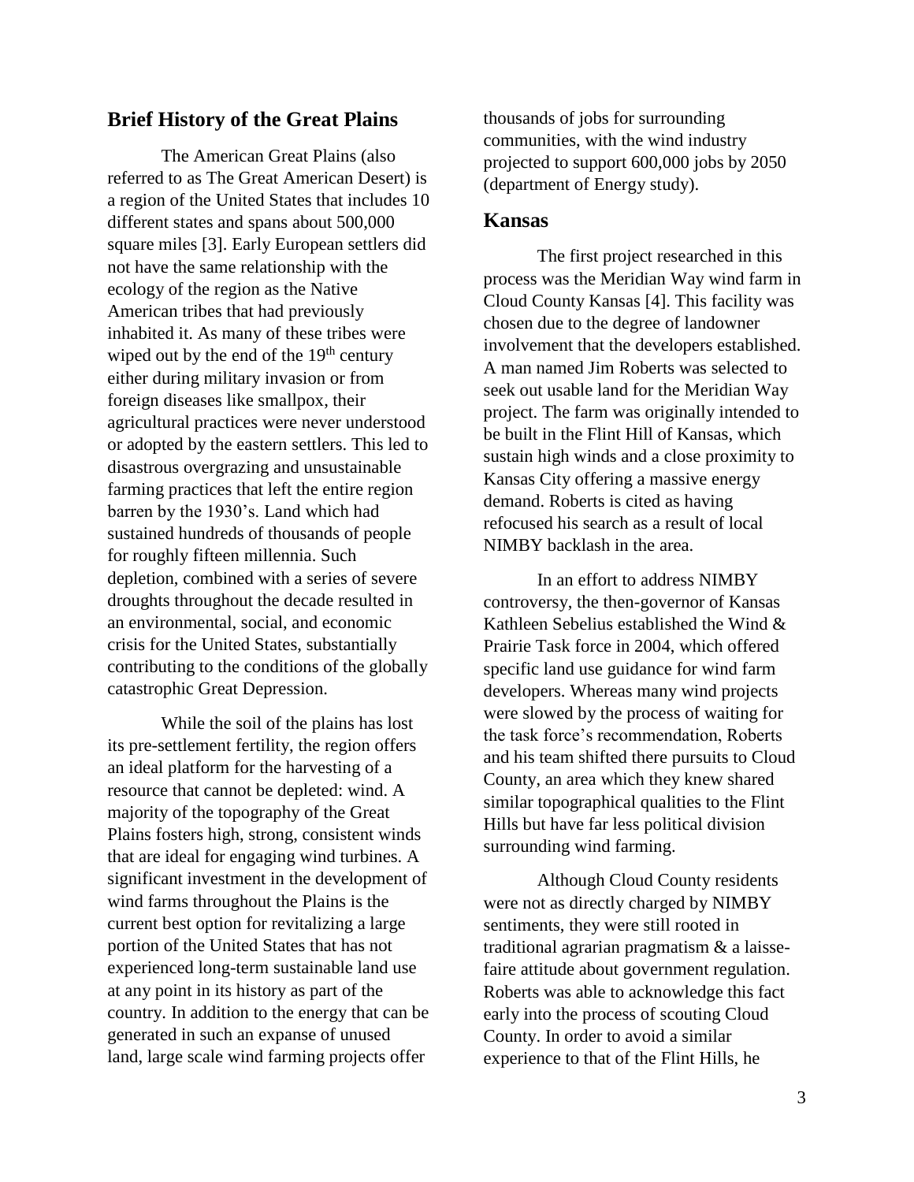## Brief History of the Great Plains

The American Great Plains (also referred to as The Great American Desert) is a region of the United States that includes 10 different states and spans about 500,000 square miles [3]. Early European settlers did not have the same relationship with the ecology of the region as the Native American tribes that had previously inhabited it. As many of these tribes were wiped out by the end of the 19th century either during military invasion or from foreign diseases like smallpox, their agricultural practices were never understood or adopted by the eastern settlers. This led to disastrous overgrazing and unsustainable farming practices that left the entire region barren by the 1930's. Land which had sustained hundreds of thousands of people for roughly fifteen millennia. Such depletion, combined with a series of severe droughts throughout the decade resulted in an environmental, social, and economic crisis for the United States, substantially contributing to the conditions of the globally catastrophic Great Depression.

While the soil of the plains has lost its pre-settlement fertility, the region offers an ideal platform for the harvesting of a resource that cannot be depleted: wind. A majority of the topography of the Great Plains fosters high, strong, consistent winds that are ideal for engaging wind turbines. A significant investment in the development of wind farms throughout the Plains is the current best option for revitalizing a large portion of the United States that has not experienced long-term sustainable land use at any point in its history as part of the country. In addition to the energy that can be generated in such an expanse of unused land, large scale wind farming projects offer thousands of jobs for surrounding communities, with the wind industry projected to support 600,000 jobs by 2050 (department of Energy study).

## Kansas

The first project researched in this process was the Meridian Way wind farm in Cloud County Kansas [4]. This facility was chosen due to the degree of landowner involvement that the developers established. A man named Jim Roberts was selected to seek out usable land for the Meridian Way project. The farm was originally intended to be built in the Flint Hill of Kansas, which sustain high winds and a close proximity to Kansas City offering a massive energy demand. Roberts is cited as having refocused his search as a result of local NIMBY backlash in the area.

In an effort to address NIMBY controversy, the then-governor of Kansas Kathleen Sebelius established the Wind & Prairie Task force in 2004, which offered specific land use guidance for wind farm developers. Whereas many wind projects were slowed by the process of waiting for the task force's recommendation, Roberts and his team shifted there pursuits to Cloud County, an area which they knew shared similar topographical qualities to the Flint Hills but have far less political division surrounding wind farming.

Although Cloud County residents were not as directly charged by NIMBY sentiments, they were still rooted in traditional agrarian pragmatism & a laisse-faire attitude about government regulation. Roberts was able to acknowledge this fact early into the process of scouting Cloud County. In order to avoid a similar experience to that of the Flint Hills, he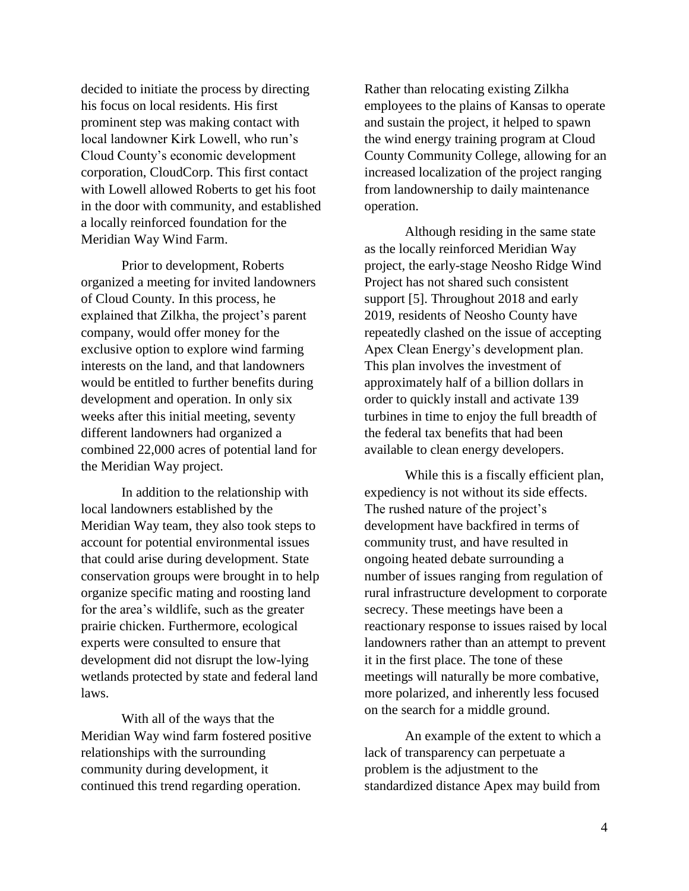decided to initiate the process by directing his focus on local residents. His first prominent step was making contact with local landowner Kirk Lowell, who run's Cloud County's economic development corporation, CloudCorp. This first contact with Lowell allowed Roberts to get his foot in the door with community, and established a locally reinforced foundation for the Meridian Way Wind Farm.

Prior to development, Roberts organized a meeting for invited landowners of Cloud County. In this process, he explained that Zilkha, the project's parent company, would offer money for the exclusive option to explore wind farming interests on the land, and that landowners would be entitled to further benefits during development and operation. In only six weeks after this initial meeting, seventy different landowners had organized a combined 22,000 acres of potential land for the Meridian Way project.

In addition to the relationship with local landowners established by the Meridian Way team, they also took steps to account for potential environmental issues that could arise during development. State conservation groups were brought in to help organize specific mating and roosting land for the area's wildlife, such as the greater prairie chicken. Furthermore, ecological experts were consulted to ensure that development did not disrupt the low-lying wetlands protected by state and federal land laws.

With all of the ways that the Meridian Way wind farm fostered positive relationships with the surrounding community during development, it continued this trend regarding operation. Rather than relocating existing Zilkha employees to the plains of Kansas to operate and sustain the project, it helped to spawn the wind energy training program at Cloud County Community College, allowing for an increased localization of the project ranging from landownership to daily maintenance operation.

Although residing in the same state as the locally reinforced Meridian Way project, the early-stage Neosho Ridge Wind Project has not shared such consistent support [5]. Throughout 2018 and early 2019, residents of Neosho County have repeatedly clashed on the issue of accepting Apex Clean Energy's development plan. This plan involves the investment of approximately half of a billion dollars in order to quickly install and activate 139 turbines in time to enjoy the full breadth of the federal tax benefits that had been available to clean energy developers.

While this is a fiscally efficient plan, expediency is not without its side effects. The rushed nature of the project's development have backfired in terms of community trust, and have resulted in ongoing heated debate surrounding a number of issues ranging from regulation of rural infrastructure development to corporate secrecy. These meetings have been a reactionary response to issues raised by local landowners rather than an attempt to prevent it in the first place. The tone of these meetings will naturally be more combative, more polarized, and inherently less focused on the search for a middle ground.

An example of the extent to which a lack of transparency can perpetuate a problem is the adjustment to the standardized distance Apex may build from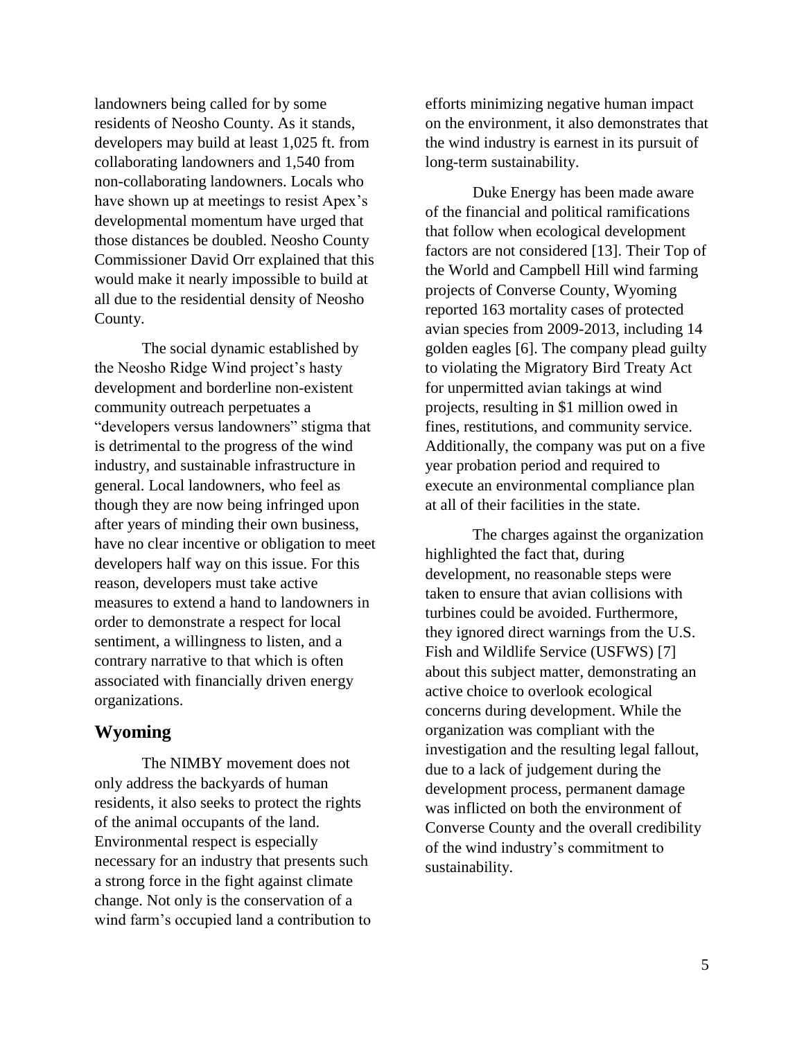landowners being called for by some residents of Neosho County. As it stands, developers may build at least 1,025 ft. from collaborating landowners and 1,540 from non-collaborating landowners. Locals who have shown up at meetings to resist Apex's developmental momentum have urged that those distances be doubled. Neosho County Commissioner David Orr explained that this would make it nearly impossible to build at all due to the residential density of Neosho County.

The social dynamic established by the Neosho Ridge Wind project's hasty development and borderline non-existent community outreach perpetuates a "developers versus landowners" stigma that is detrimental to the progress of the wind industry, and sustainable infrastructure in general. Local landowners, who feel as though they are now being infringed upon after years of minding their own business, have no clear incentive or obligation to meet developers half way on this issue. For this reason, developers must take active measures to extend a hand to landowners in order to demonstrate a respect for local sentiment, a willingness to listen, and a contrary narrative to that which is often associated with financially driven energy organizations.

## Wyoming

The NIMBY movement does not only address the backyards of human residents, it also seeks to protect the rights of the animal occupants of the land. Environmental respect is especially necessary for an industry that presents such a strong force in the fight against climate change. Not only is the conservation of a wind farm's occupied land a contribution to efforts minimizing negative human impact on the environment, it also demonstrates that the wind industry is earnest in its pursuit of long-term sustainability.

Duke Energy has been made aware of the financial and political ramifications that follow when ecological development factors are not considered [13]. Their Top of the World and Campbell Hill wind farming projects of Converse County, Wyoming reported 163 mortality cases of protected avian species from 2009-2013, including 14 golden eagles [6]. The company plead guilty to violating the Migratory Bird Treaty Act for unpermitted avian takings at wind projects, resulting in $1 million owed in fines, restitutions, and community service. Additionally, the company was put on a five year probation period and required to execute an environmental compliance plan at all of their facilities in the state.

The charges against the organization highlighted the fact that, during development, no reasonable steps were taken to ensure that avian collisions with turbines could be avoided. Furthermore, they ignored direct warnings from the U.S. Fish and Wildlife Service (USFWS) [7] about this subject matter, demonstrating an active choice to overlook ecological concerns during development. While the organization was compliant with the investigation and the resulting legal fallout, due to a lack of judgement during the development process, permanent damage was inflicted on both the environment of Converse County and the overall credibility of the wind industry's commitment to sustainability.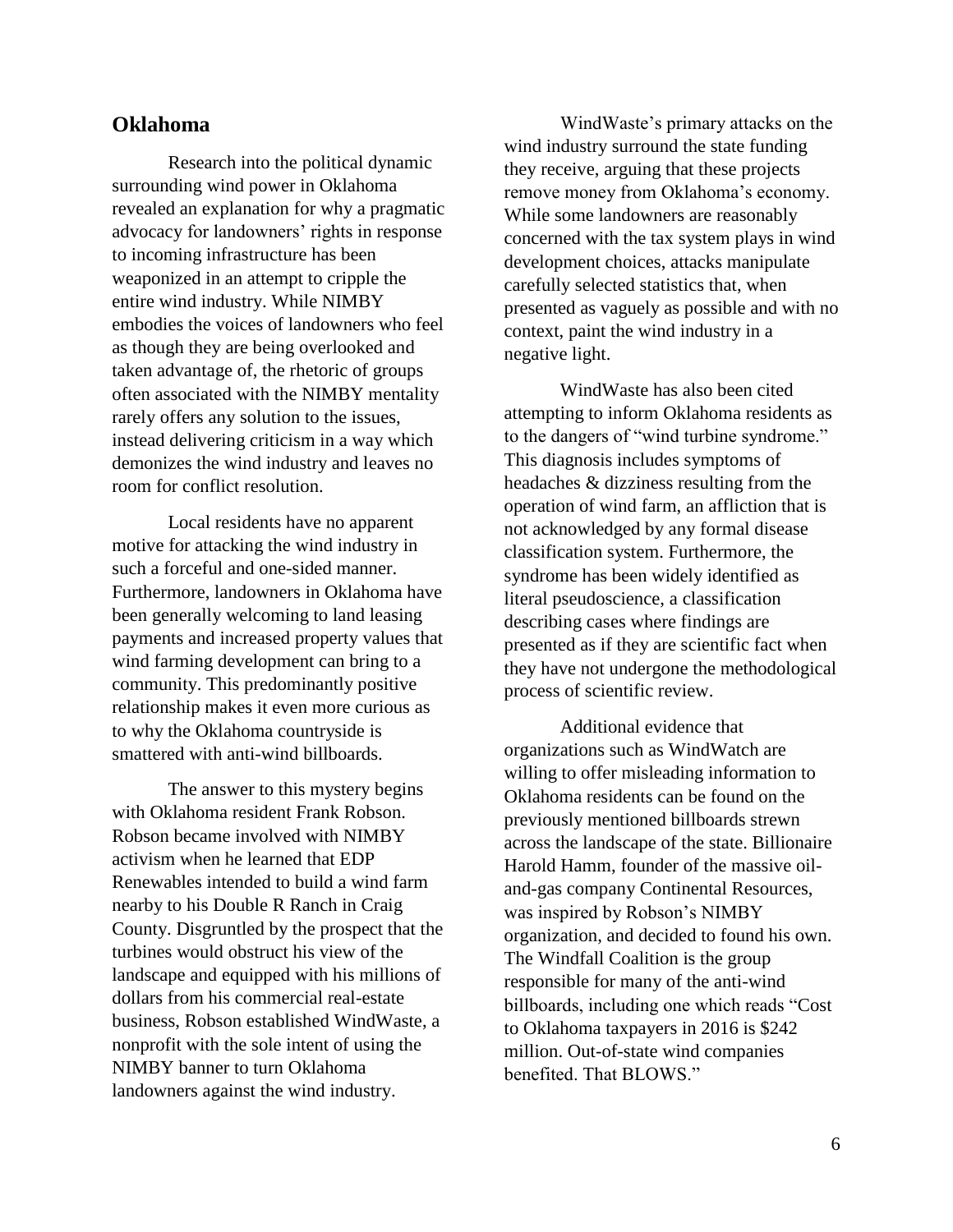## Oklahoma

Research into the political dynamic surrounding wind power in Oklahoma revealed an explanation for why a pragmatic advocacy for landowners' rights in response to incoming infrastructure has been weaponized in an attempt to cripple the entire wind industry. While NIMBY embodies the voices of landowners who feel as though they are being overlooked and taken advantage of, the rhetoric of groups often associated with the NIMBY mentality rarely offers any solution to the issues, instead delivering criticism in a way which demonizes the wind industry and leaves no room for conflict resolution.

Local residents have no apparent motive for attacking the wind industry in such a forceful and one-sided manner. Furthermore, landowners in Oklahoma have been generally welcoming to land leasing payments and increased property values that wind farming development can bring to a community. This predominantly positive relationship makes it even more curious as to why the Oklahoma countryside is smattered with anti-wind billboards.

The answer to this mystery begins with Oklahoma resident Frank Robson. Robson became involved with NIMBY activism when he learned that EDP Renewables intended to build a wind farm nearby to his Double R Ranch in Craig County. Disgruntled by the prospect that the turbines would obstruct his view of the landscape and equipped with his millions of dollars from his commercial real-estate business, Robson established WindWaste, a nonprofit with the sole intent of using the NIMBY banner to turn Oklahoma landowners against the wind industry.

WindWaste's primary attacks on the wind industry surround the state funding they receive, arguing that these projects remove money from Oklahoma's economy. While some landowners are reasonably concerned with the tax system plays in wind development choices, attacks manipulate carefully selected statistics that, when presented as vaguely as possible and with no context, paint the wind industry in a negative light.

WindWaste has also been cited attempting to inform Oklahoma residents as to the dangers of "wind turbine syndrome." This diagnosis includes symptoms of headaches & dizziness resulting from the operation of wind farm, an affliction that is not acknowledged by any formal disease classification system. Furthermore, the syndrome has been widely identified as literal pseudoscience, a classification describing cases where findings are presented as if they are scientific fact when they have not undergone the methodological process of scientific review.

Additional evidence that organizations such as WindWatch are willing to offer misleading information to Oklahoma residents can be found on the previously mentioned billboards strewn across the landscape of the state. Billionaire Harold Hamm, founder of the massive oil-and-gas company Continental Resources, was inspired by Robson's NIMBY organization, and decided to found his own. The Windfall Coalition is the group responsible for many of the anti-wind billboards, including one which reads "Cost to Oklahoma taxpayers in 2016 is $242 million. Out-of-state wind companies benefited. That BLOWS."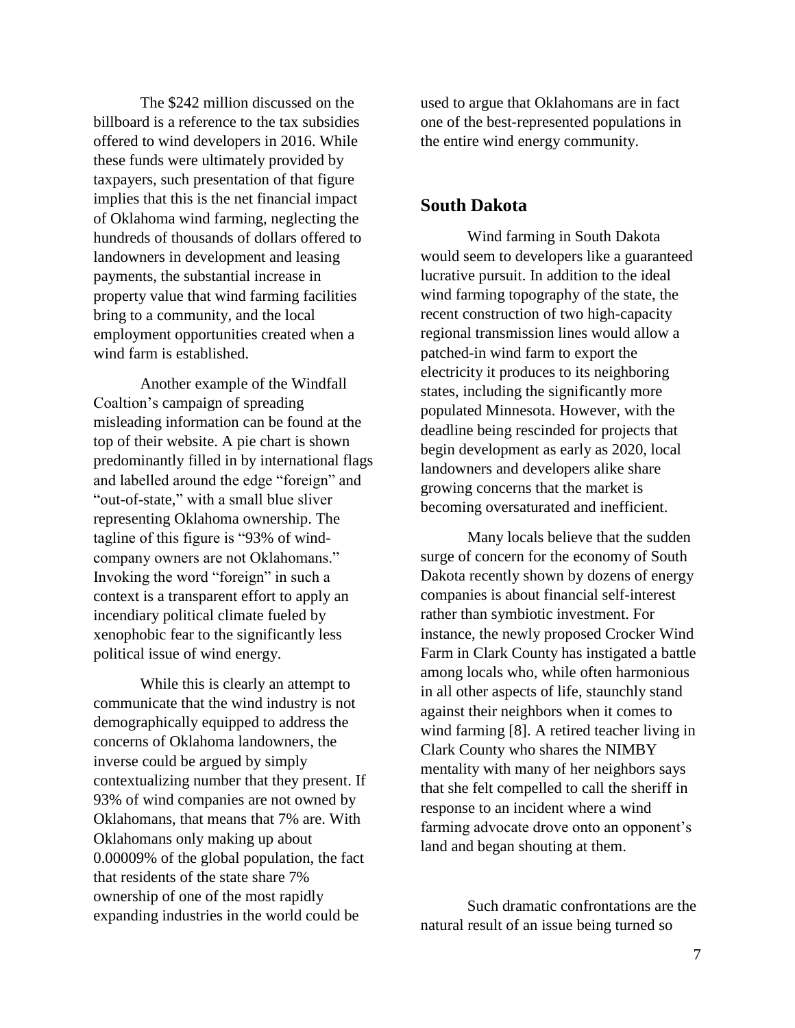The $242 million discussed on the billboard is a reference to the tax subsidies offered to wind developers in 2016. While these funds were ultimately provided by taxpayers, such presentation of that figure implies that this is the net financial impact of Oklahoma wind farming, neglecting the hundreds of thousands of dollars offered to landowners in development and leasing payments, the substantial increase in property value that wind farming facilities bring to a community, and the local employment opportunities created when a wind farm is established.

Another example of the Windfall Coaltion's campaign of spreading misleading information can be found at the top of their website. A pie chart is shown predominantly filled in by international flags and labelled around the edge "foreign" and "out-of-state," with a small blue sliver representing Oklahoma ownership. The tagline of this figure is "93% of wind-company owners are not Oklahomans." Invoking the word "foreign" in such a context is a transparent effort to apply an incendiary political climate fueled by xenophobic fear to the significantly less political issue of wind energy.

While this is clearly an attempt to communicate that the wind industry is not demographically equipped to address the concerns of Oklahoma landowners, the inverse could be argued by simply contextualizing number that they present. If 93% of wind companies are not owned by Oklahomans, that means that 7% are. With Oklahomans only making up about 0.00009% of the global population, the fact that residents of the state share 7% ownership of one of the most rapidly expanding industries in the world could be used to argue that Oklahomans are in fact one of the best-represented populations in the entire wind energy community.

## South Dakota

Wind farming in South Dakota would seem to developers like a guaranteed lucrative pursuit. In addition to the ideal wind farming topography of the state, the recent construction of two high-capacity regional transmission lines would allow a patched-in wind farm to export the electricity it produces to its neighboring states, including the significantly more populated Minnesota. However, with the deadline being rescinded for projects that begin development as early as 2020, local landowners and developers alike share growing concerns that the market is becoming oversaturated and inefficient.

Many locals believe that the sudden surge of concern for the economy of South Dakota recently shown by dozens of energy companies is about financial self-interest rather than symbiotic investment. For instance, the newly proposed Crocker Wind Farm in Clark County has instigated a battle among locals who, while often harmonious in all other aspects of life, staunchly stand against their neighbors when it comes to wind farming [8]. A retired teacher living in Clark County who shares the NIMBY mentality with many of her neighbors says that she felt compelled to call the sheriff in response to an incident where a wind farming advocate drove onto an opponent's land and began shouting at them.

Such dramatic confrontations are the natural result of an issue being turned so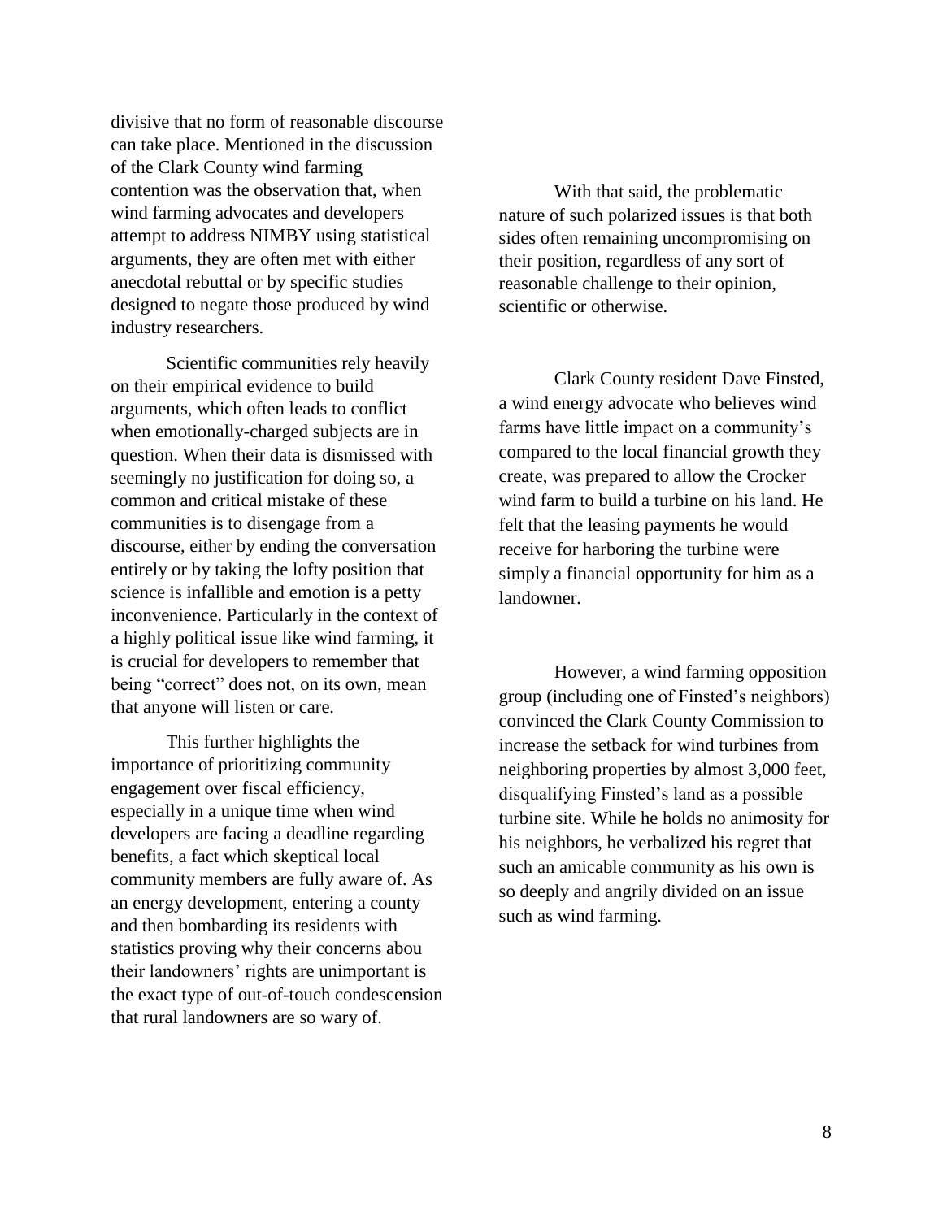divisive that no form of reasonable discourse can take place. Mentioned in the discussion of the Clark County wind farming contention was the observation that, when wind farming advocates and developers attempt to address NIMBY using statistical arguments, they are often met with either anecdotal rebuttal or by specific studies designed to negate those produced by wind industry researchers.

Scientific communities rely heavily on their empirical evidence to build arguments, which often leads to conflict when emotionally-charged subjects are in question. When their data is dismissed with seemingly no justification for doing so, a common and critical mistake of these communities is to disengage from a discourse, either by ending the conversation entirely or by taking the lofty position that science is infallible and emotion is a petty inconvenience. Particularly in the context of a highly political issue like wind farming, it is crucial for developers to remember that being "correct" does not, on its own, mean that anyone will listen or care.

This further highlights the importance of prioritizing community engagement over fiscal efficiency, especially in a unique time when wind developers are facing a deadline regarding benefits, a fact which skeptical local community members are fully aware of. As an energy development, entering a county and then bombarding its residents with statistics proving why their concerns abou their landowners' rights are unimportant is the exact type of out-of-touch condescension that rural landowners are so wary of.

With that said, the problematic nature of such polarized issues is that both sides often remaining uncompromising on their position, regardless of any sort of reasonable challenge to their opinion, scientific or otherwise.

Clark County resident Dave Finsted, a wind energy advocate who believes wind farms have little impact on a community's compared to the local financial growth they create, was prepared to allow the Crocker wind farm to build a turbine on his land. He felt that the leasing payments he would receive for harboring the turbine were simply a financial opportunity for him as a landowner.

However, a wind farming opposition group (including one of Finsted's neighbors) convinced the Clark County Commission to increase the setback for wind turbines from neighboring properties by almost 3,000 feet, disqualifying Finsted's land as a possible turbine site. While he holds no animosity for his neighbors, he verbalized his regret that such an amicable community as his own is so deeply and angrily divided on an issue such as wind farming.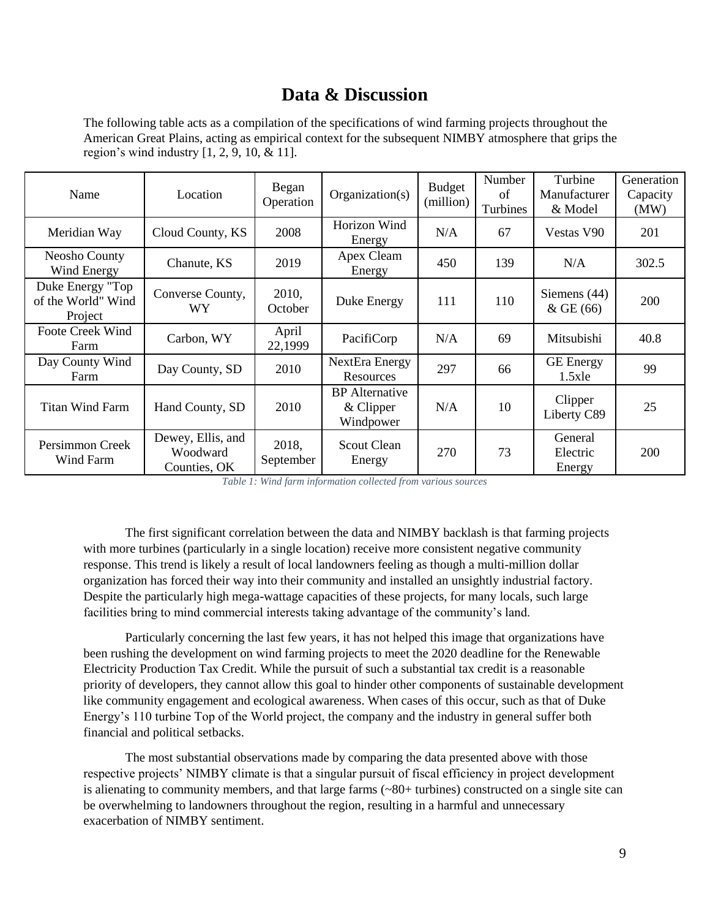## Data & Discussion

The following table acts as a compilation of the specifications of wind farming projects throughout the American Great Plains, acting as empirical context for the subsequent NIMBY atmosphere that grips the region's wind industry [1, 2, 9, 10, & 11].

| Name | Location | Began Operation | Organization(s) | Budget (million) | Number of Turbines | Turbine Manufacturer & Model | Generation Capacity (MW) |
|---|---|---|---|---|---|---|---|
| Meridian Way | Cloud County, KS | 2008 | Horizon Wind Energy | N/A | 67 | Vestas V90 | 201 |
| Neosho County Wind Energy | Chanute, KS | 2019 | Apex Cleam Energy | 450 | 139 | N/A | 302.5 |
| Duke Energy "Top of the World" Wind Project | Converse County, WY | 2010, October | Duke Energy | 111 | 110 | Siemens (44) & GE (66) | 200 |
| Foote Creek Wind Farm | Carbon, WY | April 22,1999 | PacifiCorp | N/A | 69 | Mitsubishi | 40.8 |
| Day County Wind Farm | Day County, SD | 2010 | NextEra Energy Resources | 297 | 66 | GE Energy 1.5xle | 99 |
| Titan Wind Farm | Hand County, SD | 2010 | BP Alternative & Clipper Windpower | N/A | 10 | Clipper Liberty C89 | 25 |
| Persimmon Creek Wind Farm | Dewey, Ellis, and Woodward Counties, OK | 2018, September | Scout Clean Energy | 270 | 73 | General Electric Energy | 200 |

*Table 1: Wind farm information collected from various sources*

The first significant correlation between the data and NIMBY backlash is that farming projects with more turbines (particularly in a single location) receive more consistent negative community response. This trend is likely a result of local landowners feeling as though a multi-million dollar organization has forced their way into their community and installed an unsightly industrial factory. Despite the particularly high mega-wattage capacities of these projects, for many locals, such large facilities bring to mind commercial interests taking advantage of the community's land.

Particularly concerning the last few years, it has not helped this image that organizations have been rushing the development on wind farming projects to meet the 2020 deadline for the Renewable Electricity Production Tax Credit. While the pursuit of such a substantial tax credit is a reasonable priority of developers, they cannot allow this goal to hinder other components of sustainable development like community engagement and ecological awareness. When cases of this occur, such as that of Duke Energy's 110 turbine Top of the World project, the company and the industry in general suffer both financial and political setbacks.

The most substantial observations made by comparing the data presented above with those respective projects' NIMBY climate is that a singular pursuit of fiscal efficiency in project development is alienating to community members, and that large farms (~80+ turbines) constructed on a single site can be overwhelming to landowners throughout the region, resulting in a harmful and unnecessary exacerbation of NIMBY sentiment.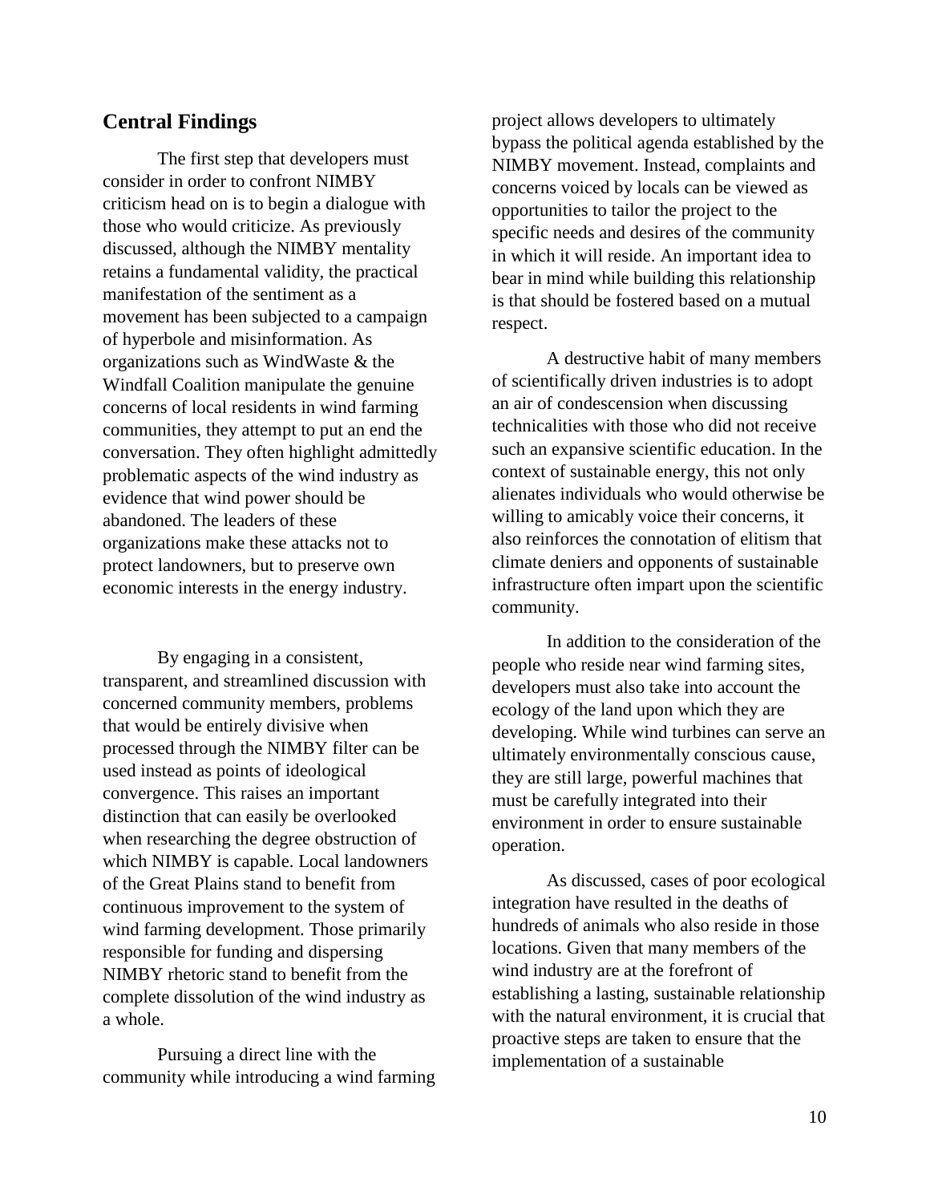## Central Findings

The first step that developers must consider in order to confront NIMBY criticism head on is to begin a dialogue with those who would criticize. As previously discussed, although the NIMBY mentality retains a fundamental validity, the practical manifestation of the sentiment as a movement has been subjected to a campaign of hyperbole and misinformation. As organizations such as WindWaste & the Windfall Coalition manipulate the genuine concerns of local residents in wind farming communities, they attempt to put an end the conversation. They often highlight admittedly problematic aspects of the wind industry as evidence that wind power should be abandoned. The leaders of these organizations make these attacks not to protect landowners, but to preserve own economic interests in the energy industry.

By engaging in a consistent, transparent, and streamlined discussion with concerned community members, problems that would be entirely divisive when processed through the NIMBY filter can be used instead as points of ideological convergence. This raises an important distinction that can easily be overlooked when researching the degree obstruction of which NIMBY is capable. Local landowners of the Great Plains stand to benefit from continuous improvement to the system of wind farming development. Those primarily responsible for funding and dispersing NIMBY rhetoric stand to benefit from the complete dissolution of the wind industry as a whole.

Pursuing a direct line with the community while introducing a wind farming project allows developers to ultimately bypass the political agenda established by the NIMBY movement. Instead, complaints and concerns voiced by locals can be viewed as opportunities to tailor the project to the specific needs and desires of the community in which it will reside. An important idea to bear in mind while building this relationship is that should be fostered based on a mutual respect.

A destructive habit of many members of scientifically driven industries is to adopt an air of condescension when discussing technicalities with those who did not receive such an expansive scientific education. In the context of sustainable energy, this not only alienates individuals who would otherwise be willing to amicably voice their concerns, it also reinforces the connotation of elitism that climate deniers and opponents of sustainable infrastructure often impart upon the scientific community.

In addition to the consideration of the people who reside near wind farming sites, developers must also take into account the ecology of the land upon which they are developing. While wind turbines can serve an ultimately environmentally conscious cause, they are still large, powerful machines that must be carefully integrated into their environment in order to ensure sustainable operation.

As discussed, cases of poor ecological integration have resulted in the deaths of hundreds of animals who also reside in those locations. Given that many members of the wind industry are at the forefront of establishing a lasting, sustainable relationship with the natural environment, it is crucial that proactive steps are taken to ensure that the implementation of a sustainable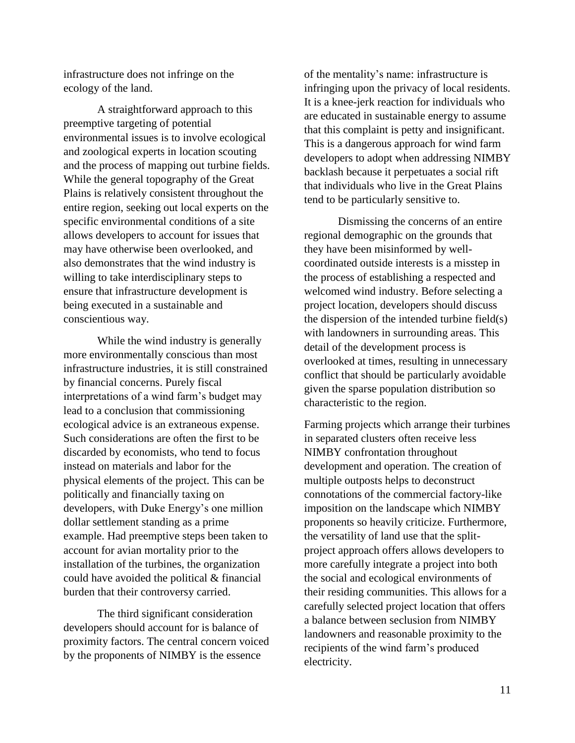infrastructure does not infringe on the ecology of the land.

A straightforward approach to this preemptive targeting of potential environmental issues is to involve ecological and zoological experts in location scouting and the process of mapping out turbine fields. While the general topography of the Great Plains is relatively consistent throughout the entire region, seeking out local experts on the specific environmental conditions of a site allows developers to account for issues that may have otherwise been overlooked, and also demonstrates that the wind industry is willing to take interdisciplinary steps to ensure that infrastructure development is being executed in a sustainable and conscientious way.

While the wind industry is generally more environmentally conscious than most infrastructure industries, it is still constrained by financial concerns. Purely fiscal interpretations of a wind farm's budget may lead to a conclusion that commissioning ecological advice is an extraneous expense. Such considerations are often the first to be discarded by economists, who tend to focus instead on materials and labor for the physical elements of the project. This can be politically and financially taxing on developers, with Duke Energy's one million dollar settlement standing as a prime example. Had preemptive steps been taken to account for avian mortality prior to the installation of the turbines, the organization could have avoided the political & financial burden that their controversy carried.

The third significant consideration developers should account for is balance of proximity factors. The central concern voiced by the proponents of NIMBY is the essence of the mentality's name: infrastructure is infringing upon the privacy of local residents. It is a knee-jerk reaction for individuals who are educated in sustainable energy to assume that this complaint is petty and insignificant. This is a dangerous approach for wind farm developers to adopt when addressing NIMBY backlash because it perpetuates a social rift that individuals who live in the Great Plains tend to be particularly sensitive to.

Dismissing the concerns of an entire regional demographic on the grounds that they have been misinformed by well-coordinated outside interests is a misstep in the process of establishing a respected and welcomed wind industry. Before selecting a project location, developers should discuss the dispersion of the intended turbine field(s) with landowners in surrounding areas. This detail of the development process is overlooked at times, resulting in unnecessary conflict that should be particularly avoidable given the sparse population distribution so characteristic to the region.

Farming projects which arrange their turbines in separated clusters often receive less NIMBY confrontation throughout development and operation. The creation of multiple outposts helps to deconstruct connotations of the commercial factory-like imposition on the landscape which NIMBY proponents so heavily criticize. Furthermore, the versatility of land use that the split-project approach offers allows developers to more carefully integrate a project into both the social and ecological environments of their residing communities. This allows for a carefully selected project location that offers a balance between seclusion from NIMBY landowners and reasonable proximity to the recipients of the wind farm's produced electricity.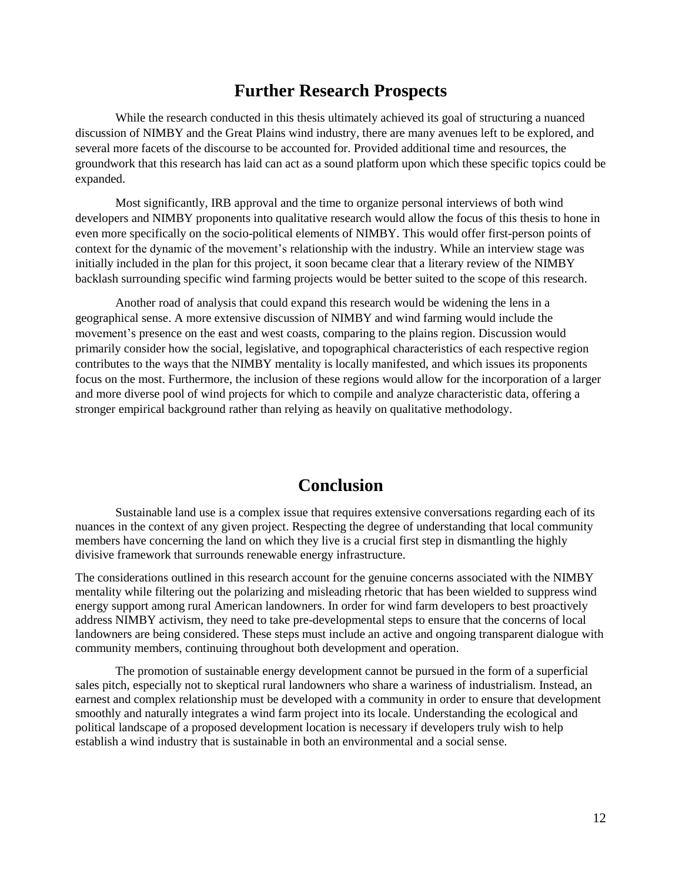## Further Research Prospects

While the research conducted in this thesis ultimately achieved its goal of structuring a nuanced discussion of NIMBY and the Great Plains wind industry, there are many avenues left to be explored, and several more facets of the discourse to be accounted for. Provided additional time and resources, the groundwork that this research has laid can act as a sound platform upon which these specific topics could be expanded.

Most significantly, IRB approval and the time to organize personal interviews of both wind developers and NIMBY proponents into qualitative research would allow the focus of this thesis to hone in even more specifically on the socio-political elements of NIMBY. This would offer first-person points of context for the dynamic of the movement's relationship with the industry. While an interview stage was initially included in the plan for this project, it soon became clear that a literary review of the NIMBY backlash surrounding specific wind farming projects would be better suited to the scope of this research.

Another road of analysis that could expand this research would be widening the lens in a geographical sense. A more extensive discussion of NIMBY and wind farming would include the movement's presence on the east and west coasts, comparing to the plains region. Discussion would primarily consider how the social, legislative, and topographical characteristics of each respective region contributes to the ways that the NIMBY mentality is locally manifested, and which issues its proponents focus on the most. Furthermore, the inclusion of these regions would allow for the incorporation of a larger and more diverse pool of wind projects for which to compile and analyze characteristic data, offering a stronger empirical background rather than relying as heavily on qualitative methodology.

## Conclusion

Sustainable land use is a complex issue that requires extensive conversations regarding each of its nuances in the context of any given project. Respecting the degree of understanding that local community members have concerning the land on which they live is a crucial first step in dismantling the highly divisive framework that surrounds renewable energy infrastructure.

The considerations outlined in this research account for the genuine concerns associated with the NIMBY mentality while filtering out the polarizing and misleading rhetoric that has been wielded to suppress wind energy support among rural American landowners. In order for wind farm developers to best proactively address NIMBY activism, they need to take pre-developmental steps to ensure that the concerns of local landowners are being considered. These steps must include an active and ongoing transparent dialogue with community members, continuing throughout both development and operation.

The promotion of sustainable energy development cannot be pursued in the form of a superficial sales pitch, especially not to skeptical rural landowners who share a wariness of industrialism. Instead, an earnest and complex relationship must be developed with a community in order to ensure that development smoothly and naturally integrates a wind farm project into its locale. Understanding the ecological and political landscape of a proposed development location is necessary if developers truly wish to help establish a wind industry that is sustainable in both an environmental and a social sense.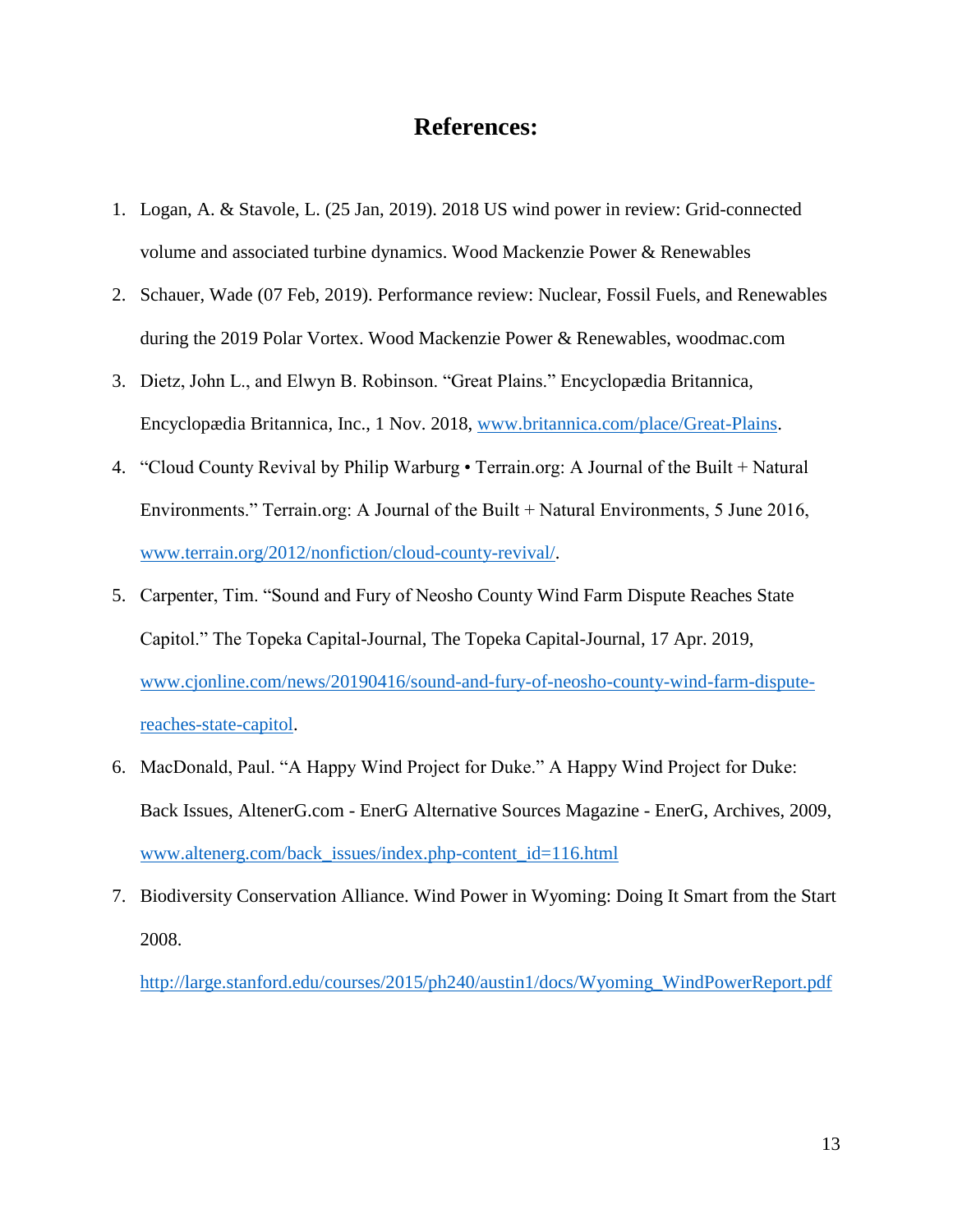# References:

1. Logan, A. & Stavole, L. (25 Jan, 2019). 2018 US wind power in review: Grid-connected volume and associated turbine dynamics. Wood Mackenzie Power & Renewables
2. Schauer, Wade (07 Feb, 2019). Performance review: Nuclear, Fossil Fuels, and Renewables during the 2019 Polar Vortex. Wood Mackenzie Power & Renewables, woodmac.com
3. Dietz, John L., and Elwyn B. Robinson. "Great Plains." Encyclopædia Britannica, Encyclopædia Britannica, Inc., 1 Nov. 2018, www.britannica.com/place/Great-Plains.
4. "Cloud County Revival by Philip Warburg • Terrain.org: A Journal of the Built + Natural Environments." Terrain.org: A Journal of the Built + Natural Environments, 5 June 2016, www.terrain.org/2012/nonfiction/cloud-county-revival/.
5. Carpenter, Tim. "Sound and Fury of Neosho County Wind Farm Dispute Reaches State Capitol." The Topeka Capital-Journal, The Topeka Capital-Journal, 17 Apr. 2019, www.cjonline.com/news/20190416/sound-and-fury-of-neosho-county-wind-farm-dispute-reaches-state-capitol.
6. MacDonald, Paul. "A Happy Wind Project for Duke." A Happy Wind Project for Duke: Back Issues, AltenerG.com - EnerG Alternative Sources Magazine - EnerG, Archives, 2009, www.altenerg.com/back_issues/index.php-content_id=116.html
7. Biodiversity Conservation Alliance. Wind Power in Wyoming: Doing It Smart from the Start 2008. http://large.stanford.edu/courses/2015/ph240/austin1/docs/Wyoming_WindPowerReport.pdf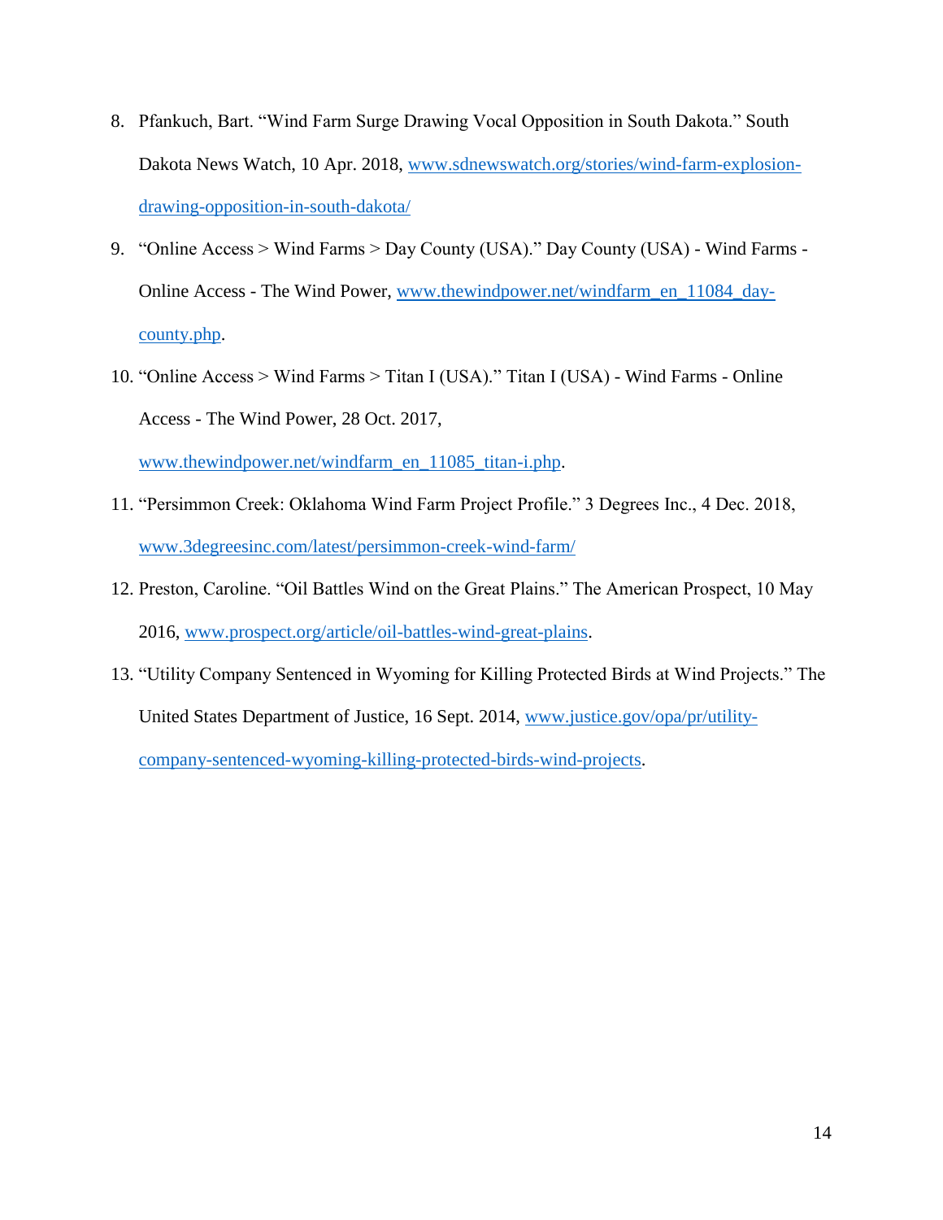8. Pfankuch, Bart. “Wind Farm Surge Drawing Vocal Opposition in South Dakota.” South Dakota News Watch, 10 Apr. 2018, www.sdnewswatch.org/stories/wind-farm-explosion-drawing-opposition-in-south-dakota/
9. “Online Access > Wind Farms > Day County (USA).” Day County (USA) - Wind Farms - Online Access - The Wind Power, www.thewindpower.net/windfarm_en_11084_day-county.php.
10. “Online Access > Wind Farms > Titan I (USA).” Titan I (USA) - Wind Farms - Online Access - The Wind Power, 28 Oct. 2017, www.thewindpower.net/windfarm_en_11085_titan-i.php.
11. “Persimmon Creek: Oklahoma Wind Farm Project Profile.” 3 Degrees Inc., 4 Dec. 2018, www.3degreesinc.com/latest/persimmon-creek-wind-farm/
12. Preston, Caroline. “Oil Battles Wind on the Great Plains.” The American Prospect, 10 May 2016, www.prospect.org/article/oil-battles-wind-great-plains.
13. “Utility Company Sentenced in Wyoming for Killing Protected Birds at Wind Projects.” The United States Department of Justice, 16 Sept. 2014, www.justice.gov/opa/pr/utility-company-sentenced-wyoming-killing-protected-birds-wind-projects.